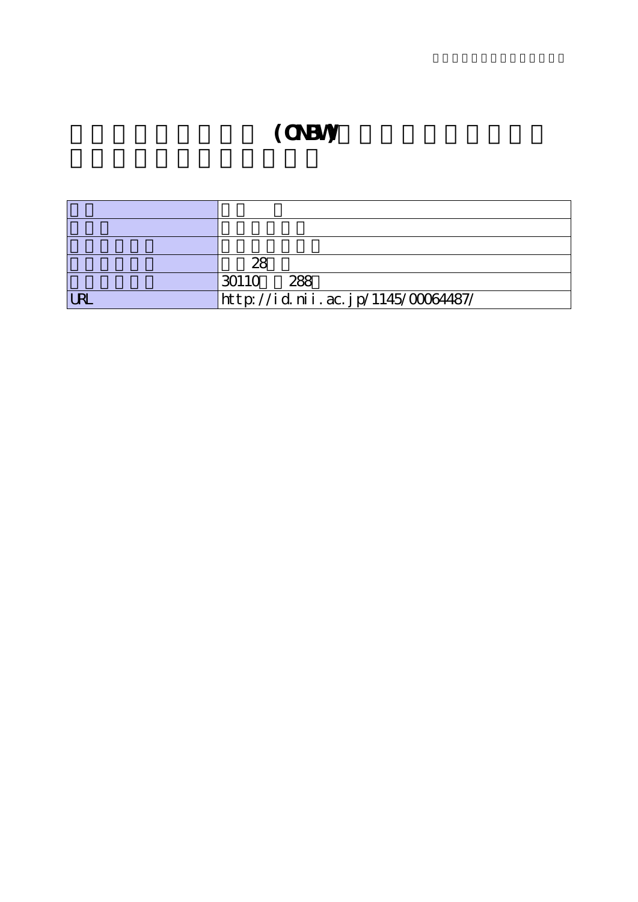# (CNBWV)

| | |
|---|---|
| | |
| | |
| | |
| | 28 |
| | 30110 288 |
| URL | http://id.nii.ac.jp/1145/00064487/ |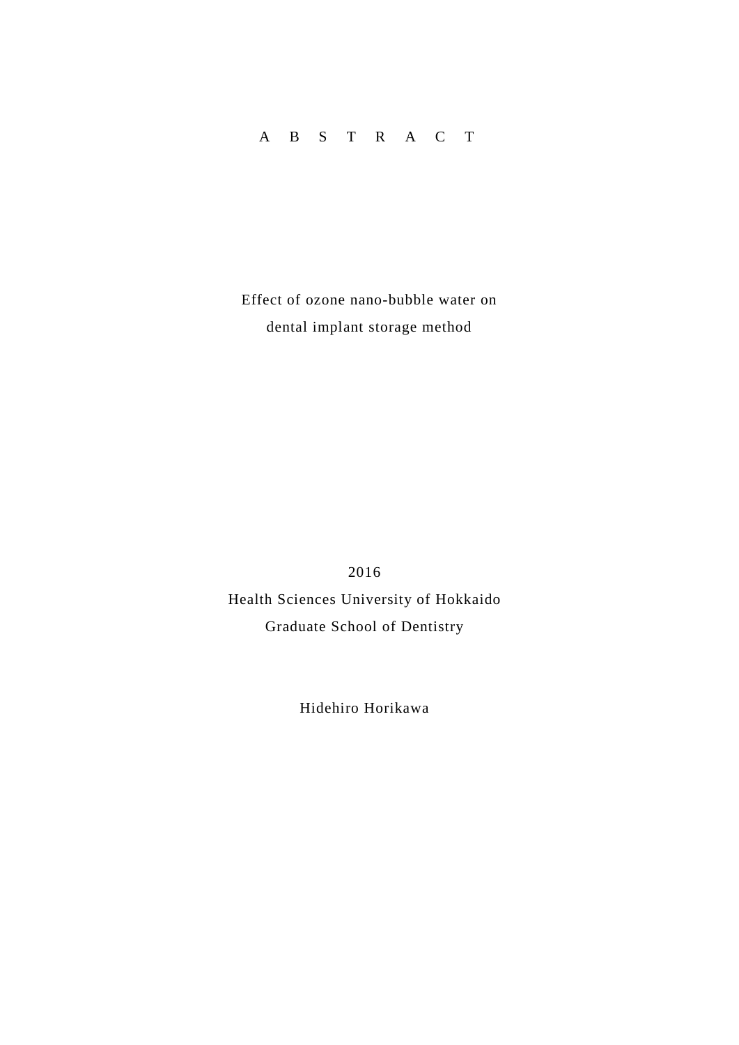# A B S T R A C T

Effect of ozone nano-bubble water on
dental implant storage method

2016

Health Sciences University of Hokkaido

Graduate School of Dentistry

Hidehiro Horikawa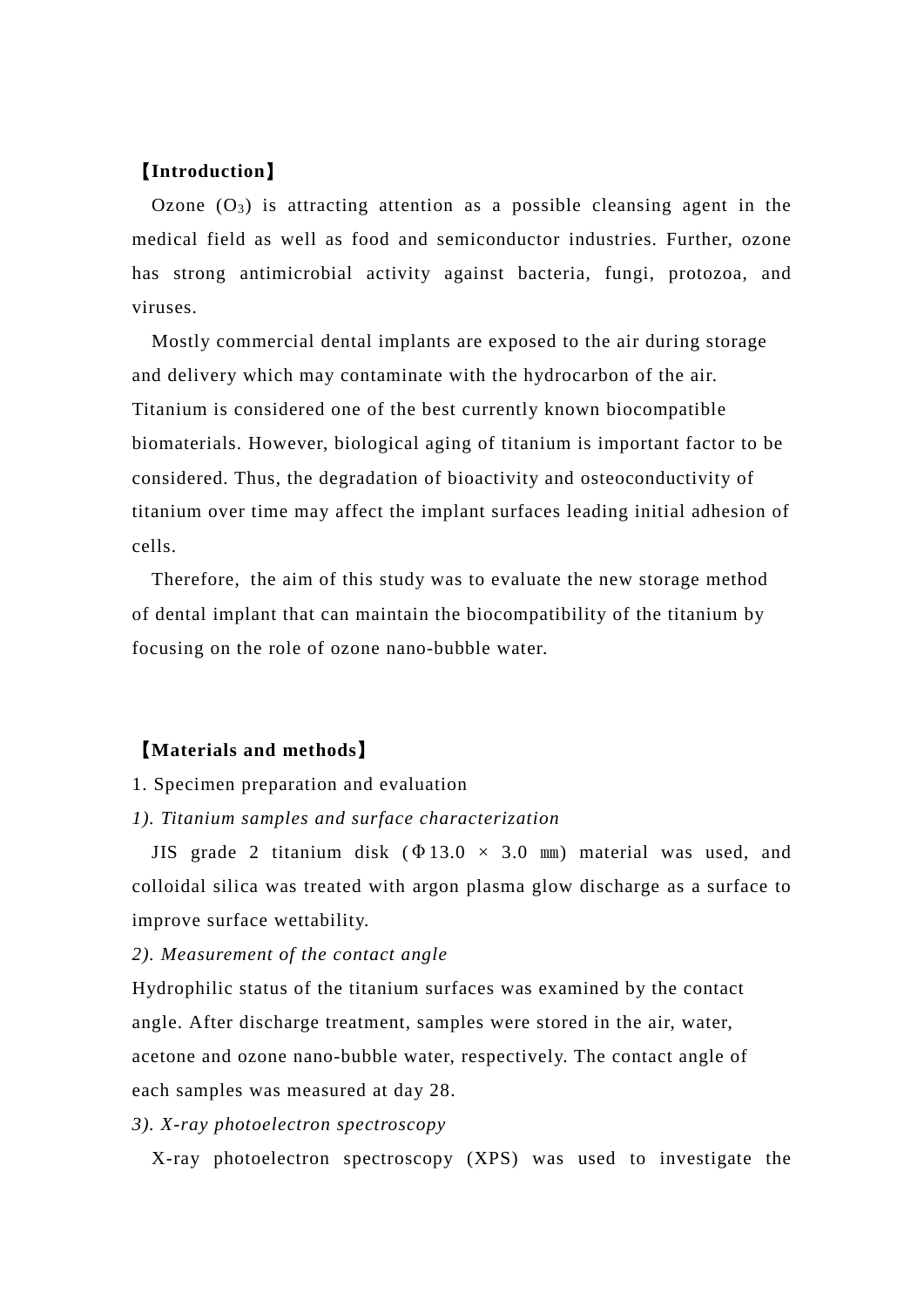## 【Introduction】

Ozone ($O_3$) is attracting attention as a possible cleansing agent in the medical field as well as food and semiconductor industries. Further, ozone has strong antimicrobial activity against bacteria, fungi, protozoa, and viruses.

Mostly commercial dental implants are exposed to the air during storage and delivery which may contaminate with the hydrocarbon of the air. Titanium is considered one of the best currently known biocompatible biomaterials. However, biological aging of titanium is important factor to be considered. Thus, the degradation of bioactivity and osteoconductivity of titanium over time may affect the implant surfaces leading initial adhesion of cells.

Therefore, the aim of this study was to evaluate the new storage method of dental implant that can maintain the biocompatibility of the titanium by focusing on the role of ozone nano-bubble water.

## 【Materials and methods】

1. Specimen preparation and evaluation

*1). Titanium samples and surface characterization*

JIS grade 2 titanium disk (Φ13.0 × 3.0 ㎜) material was used, and colloidal silica was treated with argon plasma glow discharge as a surface to improve surface wettability.

*2). Measurement of the contact angle*

Hydrophilic status of the titanium surfaces was examined by the contact angle. After discharge treatment, samples were stored in the air, water, acetone and ozone nano-bubble water, respectively. The contact angle of each samples was measured at day 28.

*3). X-ray photoelectron spectroscopy*

X-ray photoelectron spectroscopy (XPS) was used to investigate the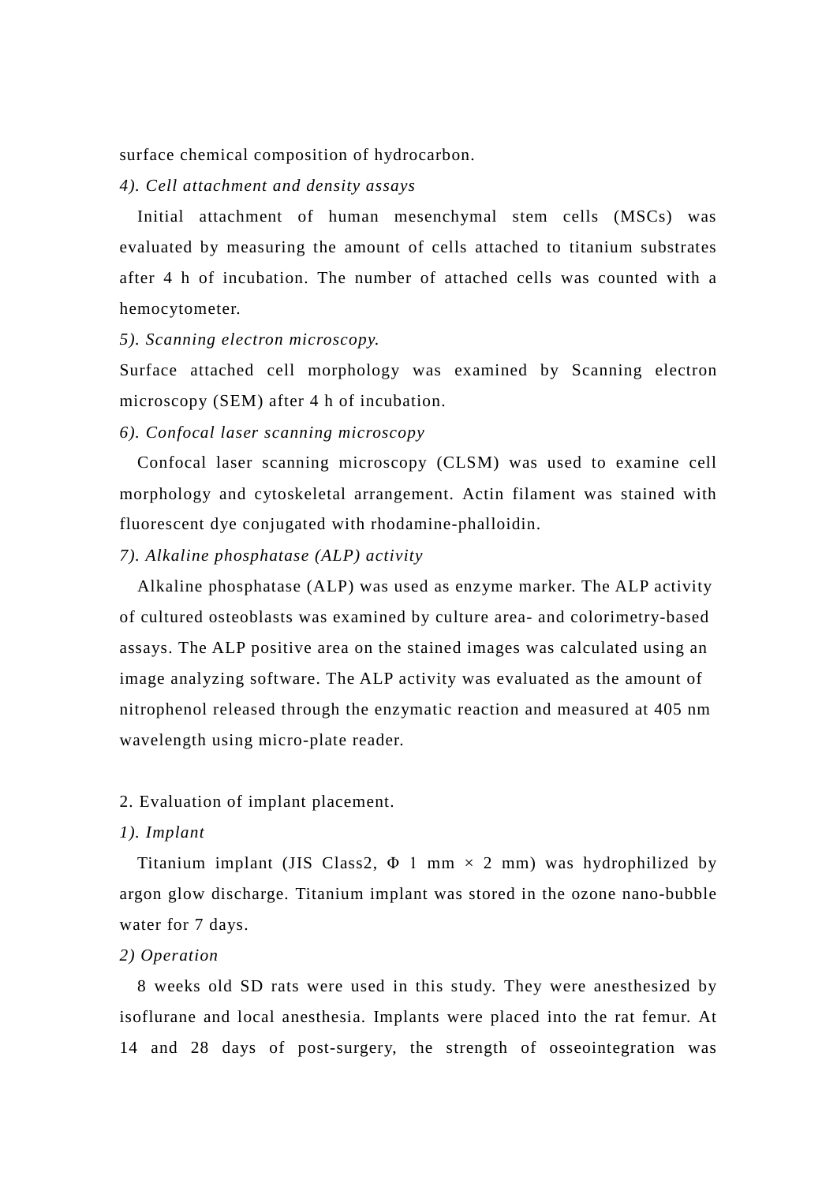surface chemical composition of hydrocarbon.

*4). Cell attachment and density assays*

Initial attachment of human mesenchymal stem cells (MSCs) was evaluated by measuring the amount of cells attached to titanium substrates after 4 h of incubation. The number of attached cells was counted with a hemocytometer.

*5). Scanning electron microscopy.*

Surface attached cell morphology was examined by Scanning electron microscopy (SEM) after 4 h of incubation.

*6). Confocal laser scanning microscopy*

Confocal laser scanning microscopy (CLSM) was used to examine cell morphology and cytoskeletal arrangement. Actin filament was stained with fluorescent dye conjugated with rhodamine-phalloidin.

*7). Alkaline phosphatase (ALP) activity*

Alkaline phosphatase (ALP) was used as enzyme marker. The ALP activity of cultured osteoblasts was examined by culture area- and colorimetry-based assays. The ALP positive area on the stained images was calculated using an image analyzing software. The ALP activity was evaluated as the amount of nitrophenol released through the enzymatic reaction and measured at 405 nm wavelength using micro-plate reader.

2. Evaluation of implant placement.

*1). Implant*

Titanium implant (JIS Class2, Φ 1 mm × 2 mm) was hydrophilized by argon glow discharge. Titanium implant was stored in the ozone nano-bubble water for 7 days.

*2) Operation*

8 weeks old SD rats were used in this study. They were anesthesized by isoflurane and local anesthesia. Implants were placed into the rat femur. At 14 and 28 days of post-surgery, the strength of osseointegration was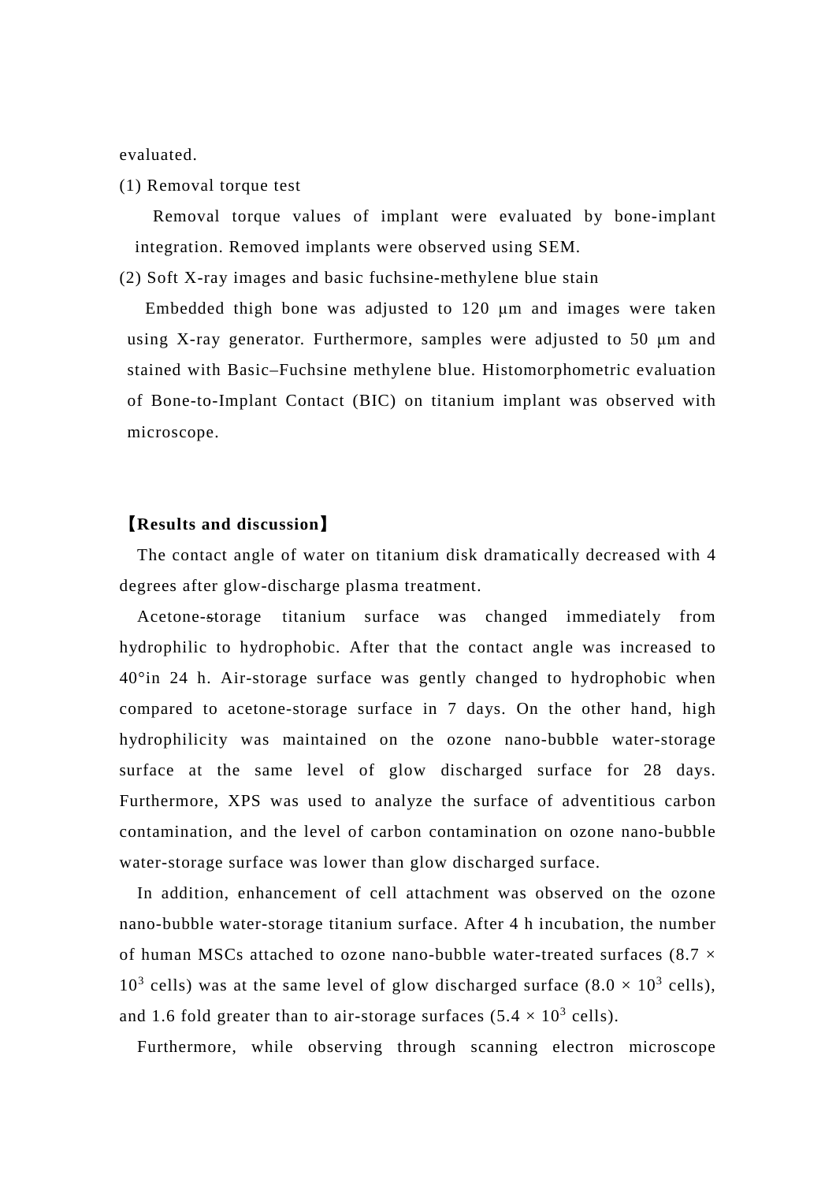evaluated.

(1) Removal torque test

Removal torque values of implant were evaluated by bone-implant integration. Removed implants were observed using SEM.

(2) Soft X-ray images and basic fuchsine-methylene blue stain

Embedded thigh bone was adjusted to 120 μm and images were taken using X-ray generator. Furthermore, samples were adjusted to 50 μm and stained with Basic–Fuchsine methylene blue. Histomorphometric evaluation of Bone-to-Implant Contact (BIC) on titanium implant was observed with microscope.

## 【Results and discussion】

The contact angle of water on titanium disk dramatically decreased with 4 degrees after glow-discharge plasma treatment.

Acetone-storage titanium surface was changed immediately from hydrophilic to hydrophobic. After that the contact angle was increased to 40°in 24 h. Air-storage surface was gently changed to hydrophobic when compared to acetone-storage surface in 7 days. On the other hand, high hydrophilicity was maintained on the ozone nano-bubble water-storage surface at the same level of glow discharged surface for 28 days. Furthermore, XPS was used to analyze the surface of adventitious carbon contamination, and the level of carbon contamination on ozone nano-bubble water-storage surface was lower than glow discharged surface.

In addition, enhancement of cell attachment was observed on the ozone nano-bubble water-storage titanium surface. After 4 h incubation, the number of human MSCs attached to ozone nano-bubble water-treated surfaces ($8.7 \times 10^3$ cells) was at the same level of glow discharged surface ($8.0 \times 10^3$ cells), and 1.6 fold greater than to air-storage surfaces ($5.4 \times 10^3$ cells).

Furthermore, while observing through scanning electron microscope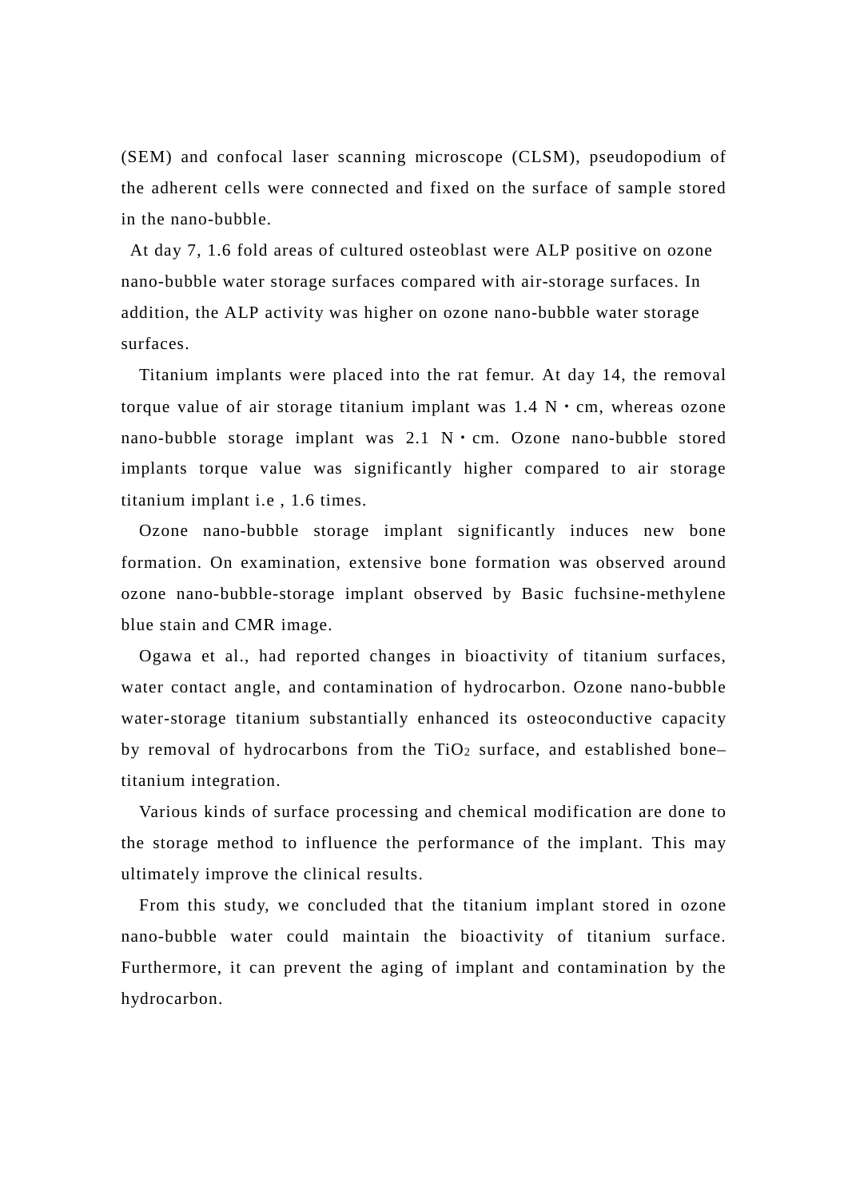(SEM) and confocal laser scanning microscope (CLSM), pseudopodium of the adherent cells were connected and fixed on the surface of sample stored in the nano-bubble.

At day 7, 1.6 fold areas of cultured osteoblast were ALP positive on ozone nano-bubble water storage surfaces compared with air-storage surfaces. In addition, the ALP activity was higher on ozone nano-bubble water storage surfaces.

Titanium implants were placed into the rat femur. At day 14, the removal torque value of air storage titanium implant was 1.4 N・cm, whereas ozone nano-bubble storage implant was 2.1 N・cm. Ozone nano-bubble stored implants torque value was significantly higher compared to air storage titanium implant i.e , 1.6 times.

Ozone nano-bubble storage implant significantly induces new bone formation. On examination, extensive bone formation was observed around ozone nano-bubble-storage implant observed by Basic fuchsine-methylene blue stain and CMR image.

Ogawa et al., had reported changes in bioactivity of titanium surfaces, water contact angle, and contamination of hydrocarbon. Ozone nano-bubble water-storage titanium substantially enhanced its osteoconductive capacity by removal of hydrocarbons from the $TiO_2$ surface, and established bone–titanium integration.

Various kinds of surface processing and chemical modification are done to the storage method to influence the performance of the implant. This may ultimately improve the clinical results.

From this study, we concluded that the titanium implant stored in ozone nano-bubble water could maintain the bioactivity of titanium surface. Furthermore, it can prevent the aging of implant and contamination by the hydrocarbon.